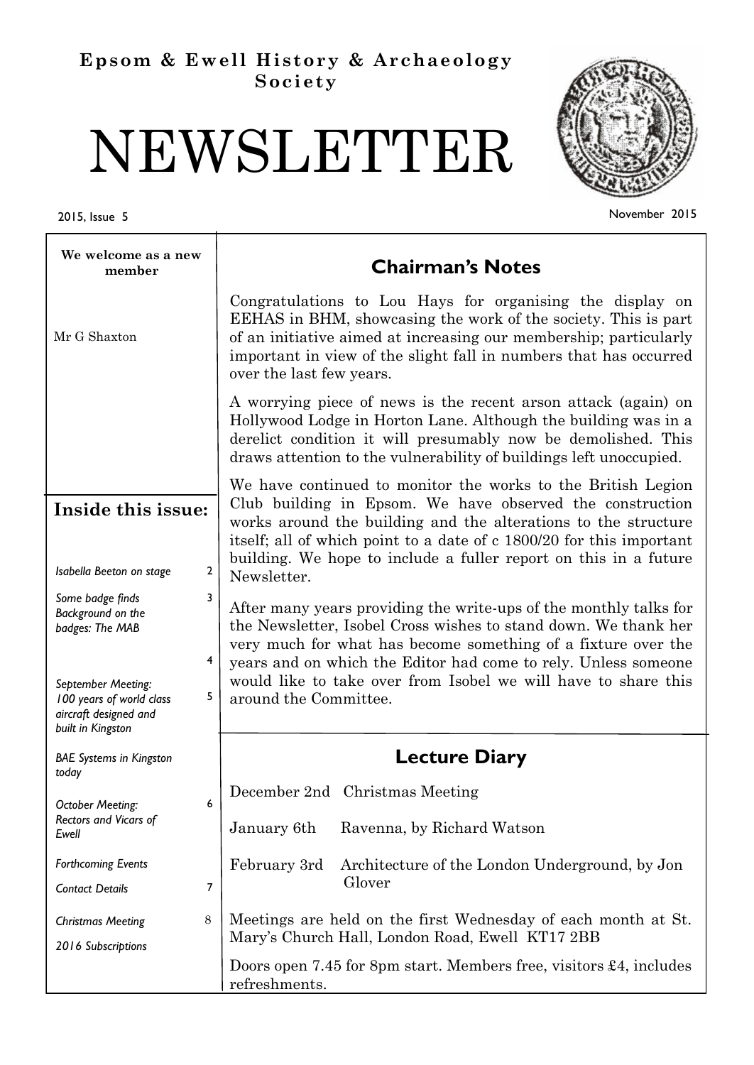**Epsom & Ewell History & Archaeology Society**

# NEWSLETTER

2015, Issue 5

November 2015

**We welcome as a new member**

Mr G Shaxton

## Inside this issue:

| | |
|---|---|
| *Isabella Beeton on stage* | 2 |
| *Some badge finds* | 3 |
| *Background on the badges: The MAB* | 4 |
| *September Meeting: 100 years of world class aircraft designed and built in Kingston* | 5 |
| *BAE Systems in Kingston today* | |
| *October Meeting: Rectors and Vicars of Ewell* | 6 |
| *Forthcoming Events* | |
| *Contact Details* | 7 |
| *Christmas Meeting* | 8 |
| *2016 Subscriptions* | |

## Chairman's Notes

Congratulations to Lou Hays for organising the display on EEHAS in BHM, showcasing the work of the society. This is part of an initiative aimed at increasing our membership; particularly important in view of the slight fall in numbers that has occurred over the last few years.

A worrying piece of news is the recent arson attack (again) on Hollywood Lodge in Horton Lane. Although the building was in a derelict condition it will presumably now be demolished. This draws attention to the vulnerability of buildings left unoccupied.

We have continued to monitor the works to the British Legion Club building in Epsom. We have observed the construction works around the building and the alterations to the structure itself; all of which point to a date of c 1800/20 for this important building. We hope to include a fuller report on this in a future Newsletter.

After many years providing the write-ups of the monthly talks for the Newsletter, Isobel Cross wishes to stand down. We thank her very much for what has become something of a fixture over the years and on which the Editor had come to rely. Unless someone would like to take over from Isobel we will have to share this around the Committee.

## Lecture Diary

| | |
|---|---|
| December 2nd | Christmas Meeting |
| January 6th | Ravenna, by Richard Watson |
| February 3rd | Architecture of the London Underground, by Jon Glover |

Meetings are held on the first Wednesday of each month at St. Mary's Church Hall, London Road, Ewell KT17 2BB

Doors open 7.45 for 8pm start. Members free, visitors £4, includes refreshments.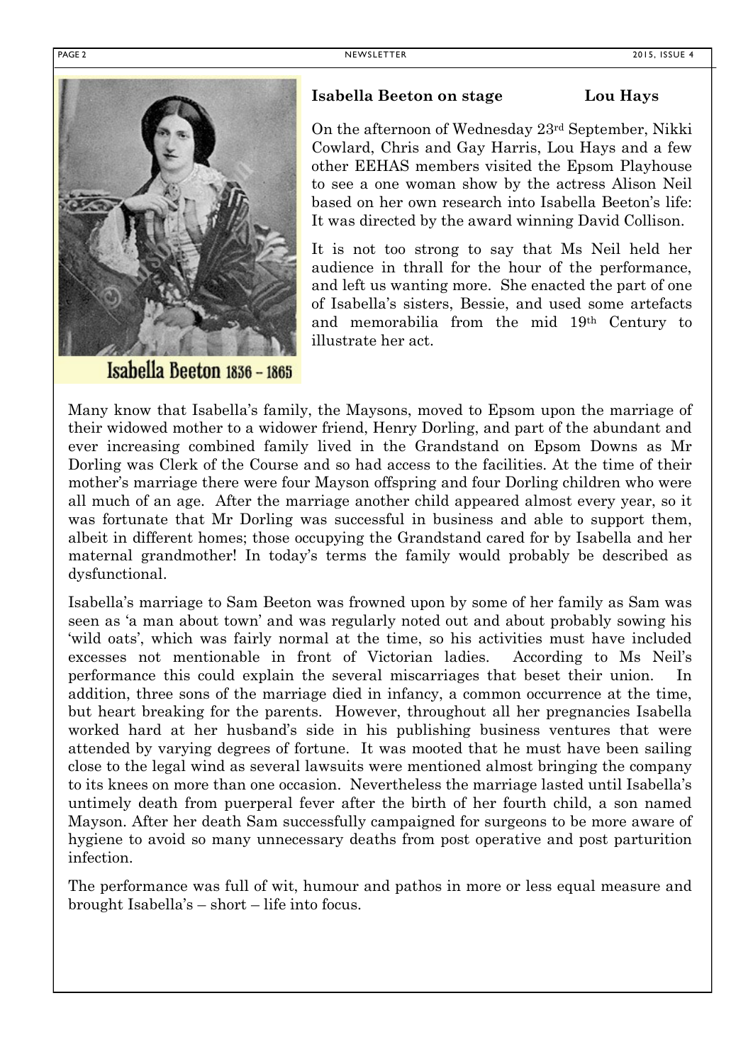Isabella Beeton 1836 – 1865

## Isabella Beeton on stage

**Lou Hays**

On the afternoon of Wednesday 23rd September, Nikki Cowlard, Chris and Gay Harris, Lou Hays and a few other EEHAS members visited the Epsom Playhouse to see a one woman show by the actress Alison Neil based on her own research into Isabella Beeton's life: It was directed by the award winning David Collison.

It is not too strong to say that Ms Neil held her audience in thrall for the hour of the performance, and left us wanting more. She enacted the part of one of Isabella's sisters, Bessie, and used some artefacts and memorabilia from the mid 19th Century to illustrate her act.

Many know that Isabella's family, the Maysons, moved to Epsom upon the marriage of their widowed mother to a widower friend, Henry Dorling, and part of the abundant and ever increasing combined family lived in the Grandstand on Epsom Downs as Mr Dorling was Clerk of the Course and so had access to the facilities. At the time of their mother's marriage there were four Mayson offspring and four Dorling children who were all much of an age. After the marriage another child appeared almost every year, so it was fortunate that Mr Dorling was successful in business and able to support them, albeit in different homes; those occupying the Grandstand cared for by Isabella and her maternal grandmother! In today's terms the family would probably be described as dysfunctional.

Isabella's marriage to Sam Beeton was frowned upon by some of her family as Sam was seen as 'a man about town' and was regularly noted out and about probably sowing his 'wild oats', which was fairly normal at the time, so his activities must have included excesses not mentionable in front of Victorian ladies. According to Ms Neil's performance this could explain the several miscarriages that beset their union. In addition, three sons of the marriage died in infancy, a common occurrence at the time, but heart breaking for the parents. However, throughout all her pregnancies Isabella worked hard at her husband's side in his publishing business ventures that were attended by varying degrees of fortune. It was mooted that he must have been sailing close to the legal wind as several lawsuits were mentioned almost bringing the company to its knees on more than one occasion. Nevertheless the marriage lasted until Isabella's untimely death from puerperal fever after the birth of her fourth child, a son named Mayson. After her death Sam successfully campaigned for surgeons to be more aware of hygiene to avoid so many unnecessary deaths from post operative and post parturition infection.

The performance was full of wit, humour and pathos in more or less equal measure and brought Isabella's – short – life into focus.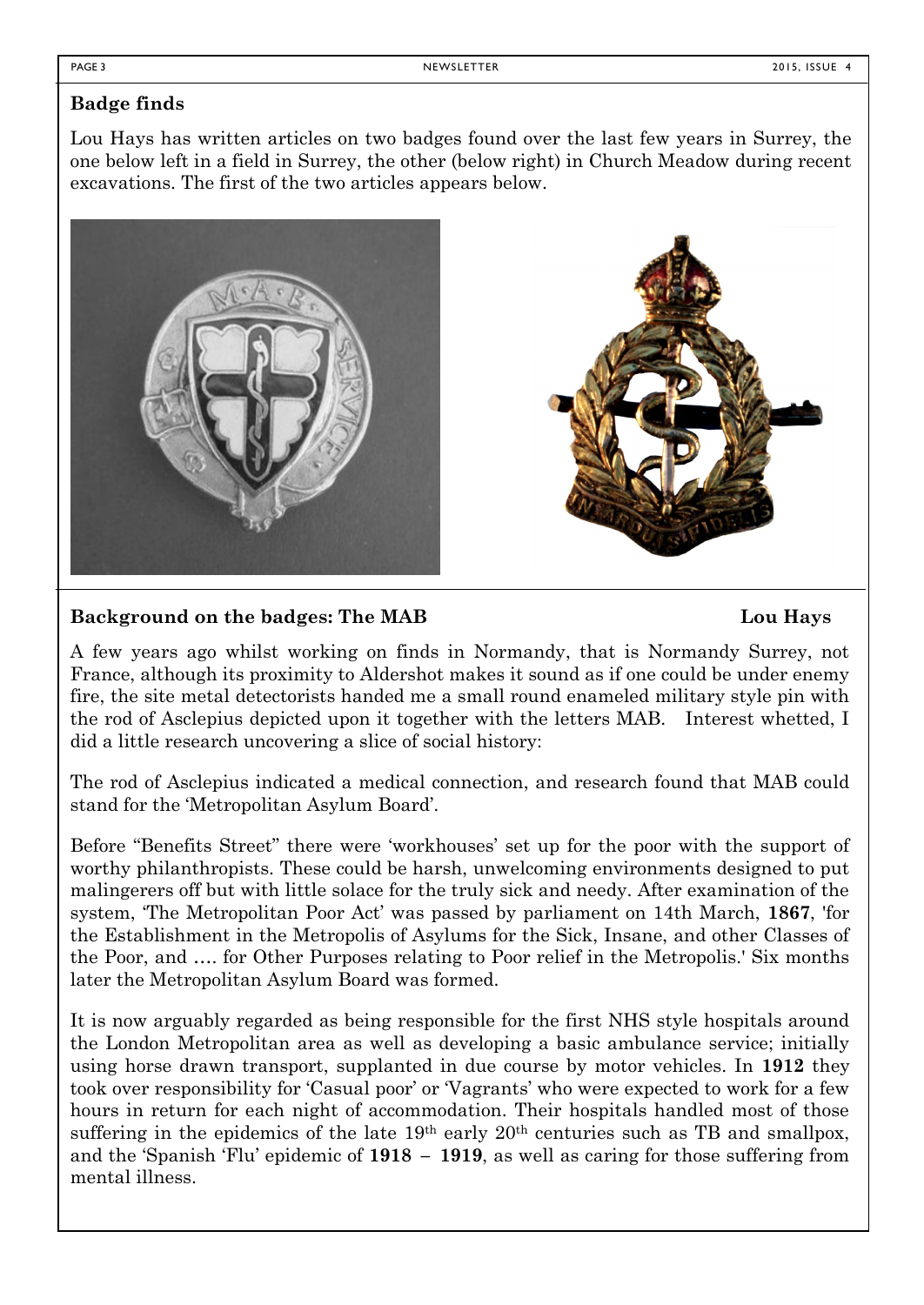**Badge finds**

Lou Hays has written articles on two badges found over the last few years in Surrey, the one below left in a field in Surrey, the other (below right) in Church Meadow during recent excavations. The first of the two articles appears below.

**Background on the badges: The MAB** **Lou Hays**

A few years ago whilst working on finds in Normandy, that is Normandy Surrey, not France, although its proximity to Aldershot makes it sound as if one could be under enemy fire, the site metal detectorists handed me a small round enameled military style pin with the rod of Asclepius depicted upon it together with the letters MAB. Interest whetted, I did a little research uncovering a slice of social history:

The rod of Asclepius indicated a medical connection, and research found that MAB could stand for the 'Metropolitan Asylum Board'.

Before "Benefits Street" there were 'workhouses' set up for the poor with the support of worthy philanthropists. These could be harsh, unwelcoming environments designed to put malingerers off but with little solace for the truly sick and needy. After examination of the system, 'The Metropolitan Poor Act' was passed by parliament on 14th March, **1867**, 'for the Establishment in the Metropolis of Asylums for the Sick, Insane, and other Classes of the Poor, and …. for Other Purposes relating to Poor relief in the Metropolis.' Six months later the Metropolitan Asylum Board was formed.

It is now arguably regarded as being responsible for the first NHS style hospitals around the London Metropolitan area as well as developing a basic ambulance service; initially using horse drawn transport, supplanted in due course by motor vehicles. In **1912** they took over responsibility for 'Casual poor' or 'Vagrants' who were expected to work for a few hours in return for each night of accommodation. Their hospitals handled most of those suffering in the epidemics of the late 19th early 20th centuries such as TB and smallpox, and the 'Spanish 'Flu' epidemic of **1918 – 1919**, as well as caring for those suffering from mental illness.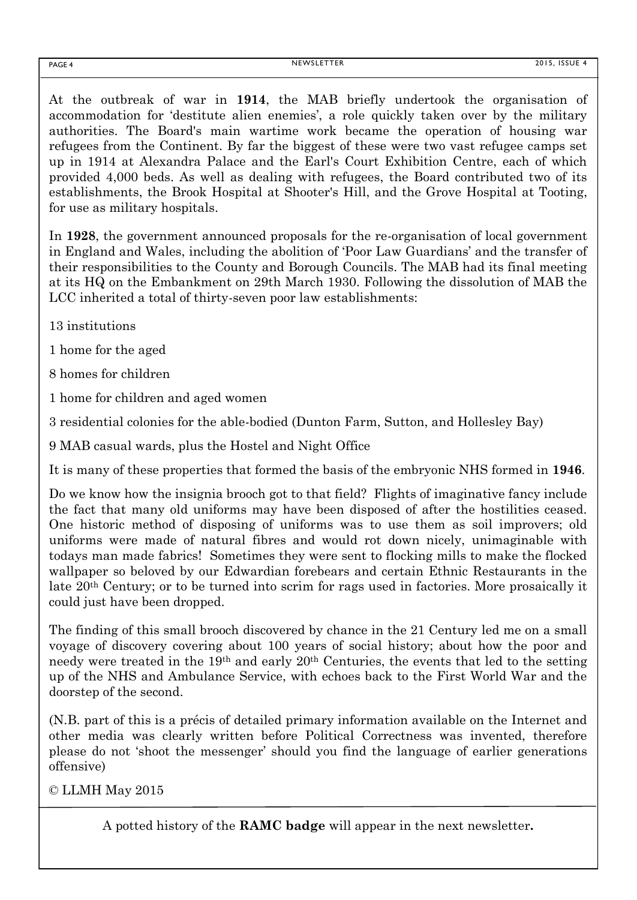At the outbreak of war in **1914**, the MAB briefly undertook the organisation of accommodation for 'destitute alien enemies', a role quickly taken over by the military authorities. The Board's main wartime work became the operation of housing war refugees from the Continent. By far the biggest of these were two vast refugee camps set up in 1914 at Alexandra Palace and the Earl's Court Exhibition Centre, each of which provided 4,000 beds. As well as dealing with refugees, the Board contributed two of its establishments, the Brook Hospital at Shooter's Hill, and the Grove Hospital at Tooting, for use as military hospitals.

In **1928**, the government announced proposals for the re-organisation of local government in England and Wales, including the abolition of 'Poor Law Guardians' and the transfer of their responsibilities to the County and Borough Councils. The MAB had its final meeting at its HQ on the Embankment on 29th March 1930. Following the dissolution of MAB the LCC inherited a total of thirty-seven poor law establishments:

13 institutions

1 home for the aged

8 homes for children

1 home for children and aged women

3 residential colonies for the able-bodied (Dunton Farm, Sutton, and Hollesley Bay)

9 MAB casual wards, plus the Hostel and Night Office

It is many of these properties that formed the basis of the embryonic NHS formed in **1946**.

Do we know how the insignia brooch got to that field? Flights of imaginative fancy include the fact that many old uniforms may have been disposed of after the hostilities ceased. One historic method of disposing of uniforms was to use them as soil improvers; old uniforms were made of natural fibres and would rot down nicely, unimaginable with todays man made fabrics! Sometimes they were sent to flocking mills to make the flocked wallpaper so beloved by our Edwardian forebears and certain Ethnic Restaurants in the late 20th Century; or to be turned into scrim for rags used in factories. More prosaically it could just have been dropped.

The finding of this small brooch discovered by chance in the 21 Century led me on a small voyage of discovery covering about 100 years of social history; about how the poor and needy were treated in the 19th and early 20th Centuries, the events that led to the setting up of the NHS and Ambulance Service, with echoes back to the First World War and the doorstep of the second.

(N.B. part of this is a précis of detailed primary information available on the Internet and other media was clearly written before Political Correctness was invented, therefore please do not 'shoot the messenger' should you find the language of earlier generations offensive)

© LLMH May 2015

A potted history of the **RAMC badge** will appear in the next newsletter**.**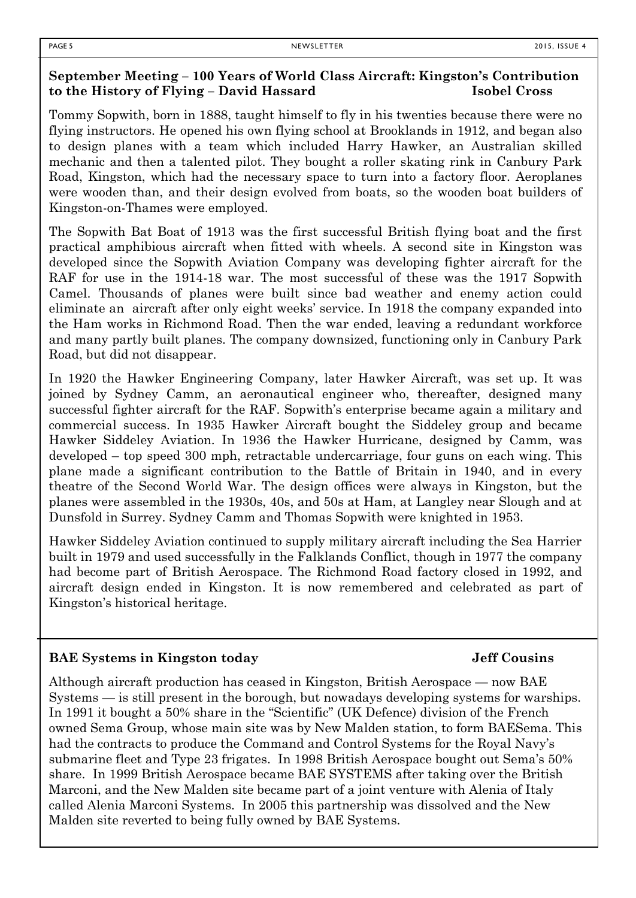## September Meeting – 100 Years of World Class Aircraft: Kingston's Contribution to the History of Flying – David Hassard

**Isobel Cross**

Tommy Sopwith, born in 1888, taught himself to fly in his twenties because there were no flying instructors. He opened his own flying school at Brooklands in 1912, and began also to design planes with a team which included Harry Hawker, an Australian skilled mechanic and then a talented pilot. They bought a roller skating rink in Canbury Park Road, Kingston, which had the necessary space to turn into a factory floor. Aeroplanes were wooden than, and their design evolved from boats, so the wooden boat builders of Kingston-on-Thames were employed.

The Sopwith Bat Boat of 1913 was the first successful British flying boat and the first practical amphibious aircraft when fitted with wheels. A second site in Kingston was developed since the Sopwith Aviation Company was developing fighter aircraft for the RAF for use in the 1914-18 war. The most successful of these was the 1917 Sopwith Camel. Thousands of planes were built since bad weather and enemy action could eliminate an aircraft after only eight weeks' service. In 1918 the company expanded into the Ham works in Richmond Road. Then the war ended, leaving a redundant workforce and many partly built planes. The company downsized, functioning only in Canbury Park Road, but did not disappear.

In 1920 the Hawker Engineering Company, later Hawker Aircraft, was set up. It was joined by Sydney Camm, an aeronautical engineer who, thereafter, designed many successful fighter aircraft for the RAF. Sopwith's enterprise became again a military and commercial success. In 1935 Hawker Aircraft bought the Siddeley group and became Hawker Siddeley Aviation. In 1936 the Hawker Hurricane, designed by Camm, was developed – top speed 300 mph, retractable undercarriage, four guns on each wing. This plane made a significant contribution to the Battle of Britain in 1940, and in every theatre of the Second World War. The design offices were always in Kingston, but the planes were assembled in the 1930s, 40s, and 50s at Ham, at Langley near Slough and at Dunsfold in Surrey. Sydney Camm and Thomas Sopwith were knighted in 1953.

Hawker Siddeley Aviation continued to supply military aircraft including the Sea Harrier built in 1979 and used successfully in the Falklands Conflict, though in 1977 the company had become part of British Aerospace. The Richmond Road factory closed in 1992, and aircraft design ended in Kingston. It is now remembered and celebrated as part of Kingston's historical heritage.

## BAE Systems in Kingston today

**Jeff Cousins**

Although aircraft production has ceased in Kingston, British Aerospace — now BAE Systems — is still present in the borough, but nowadays developing systems for warships. In 1991 it bought a 50% share in the "Scientific" (UK Defence) division of the French owned Sema Group, whose main site was by New Malden station, to form BAESema. This had the contracts to produce the Command and Control Systems for the Royal Navy's submarine fleet and Type 23 frigates. In 1998 British Aerospace bought out Sema's 50% share. In 1999 British Aerospace became BAE SYSTEMS after taking over the British Marconi, and the New Malden site became part of a joint venture with Alenia of Italy called Alenia Marconi Systems. In 2005 this partnership was dissolved and the New Malden site reverted to being fully owned by BAE Systems.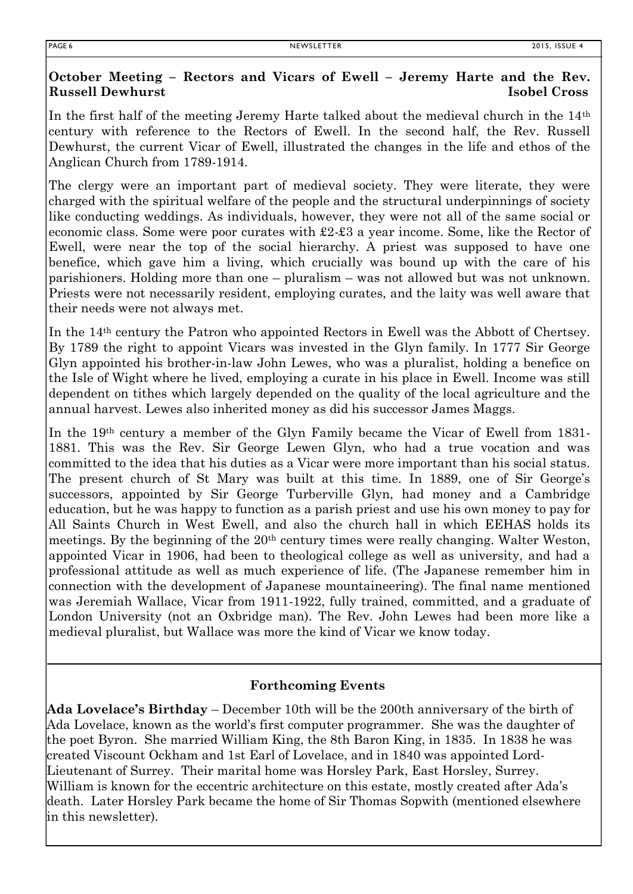## October Meeting – Rectors and Vicars of Ewell – Jeremy Harte and the Rev. Russell Dewhurst

**Isobel Cross**

In the first half of the meeting Jeremy Harte talked about the medieval church in the 14th century with reference to the Rectors of Ewell. In the second half, the Rev. Russell Dewhurst, the current Vicar of Ewell, illustrated the changes in the life and ethos of the Anglican Church from 1789-1914.

The clergy were an important part of medieval society. They were literate, they were charged with the spiritual welfare of the people and the structural underpinnings of society like conducting weddings. As individuals, however, they were not all of the same social or economic class. Some were poor curates with £2-£3 a year income. Some, like the Rector of Ewell, were near the top of the social hierarchy. A priest was supposed to have one benefice, which gave him a living, which crucially was bound up with the care of his parishioners. Holding more than one – pluralism – was not allowed but was not unknown. Priests were not necessarily resident, employing curates, and the laity was well aware that their needs were not always met.

In the 14th century the Patron who appointed Rectors in Ewell was the Abbott of Chertsey. By 1789 the right to appoint Vicars was invested in the Glyn family. In 1777 Sir George Glyn appointed his brother-in-law John Lewes, who was a pluralist, holding a benefice on the Isle of Wight where he lived, employing a curate in his place in Ewell. Income was still dependent on tithes which largely depended on the quality of the local agriculture and the annual harvest. Lewes also inherited money as did his successor James Maggs.

In the 19th century a member of the Glyn Family became the Vicar of Ewell from 1831-1881. This was the Rev. Sir George Lewen Glyn, who had a true vocation and was committed to the idea that his duties as a Vicar were more important than his social status. The present church of St Mary was built at this time. In 1889, one of Sir George's successors, appointed by Sir George Turberville Glyn, had money and a Cambridge education, but he was happy to function as a parish priest and use his own money to pay for All Saints Church in West Ewell, and also the church hall in which EEHAS holds its meetings. By the beginning of the 20th century times were really changing. Walter Weston, appointed Vicar in 1906, had been to theological college as well as university, and had a professional attitude as well as much experience of life. (The Japanese remember him in connection with the development of Japanese mountaineering). The final name mentioned was Jeremiah Wallace, Vicar from 1911-1922, fully trained, committed, and a graduate of London University (not an Oxbridge man). The Rev. John Lewes had been more like a medieval pluralist, but Wallace was more the kind of Vicar we know today.

## Forthcoming Events

**Ada Lovelace's Birthday** – December 10th will be the 200th anniversary of the birth of Ada Lovelace, known as the world's first computer programmer. She was the daughter of the poet Byron. She married William King, the 8th Baron King, in 1835. In 1838 he was created Viscount Ockham and 1st Earl of Lovelace, and in 1840 was appointed Lord-Lieutenant of Surrey. Their marital home was Horsley Park, East Horsley, Surrey. William is known for the eccentric architecture on this estate, mostly created after Ada's death. Later Horsley Park became the home of Sir Thomas Sopwith (mentioned elsewhere in this newsletter).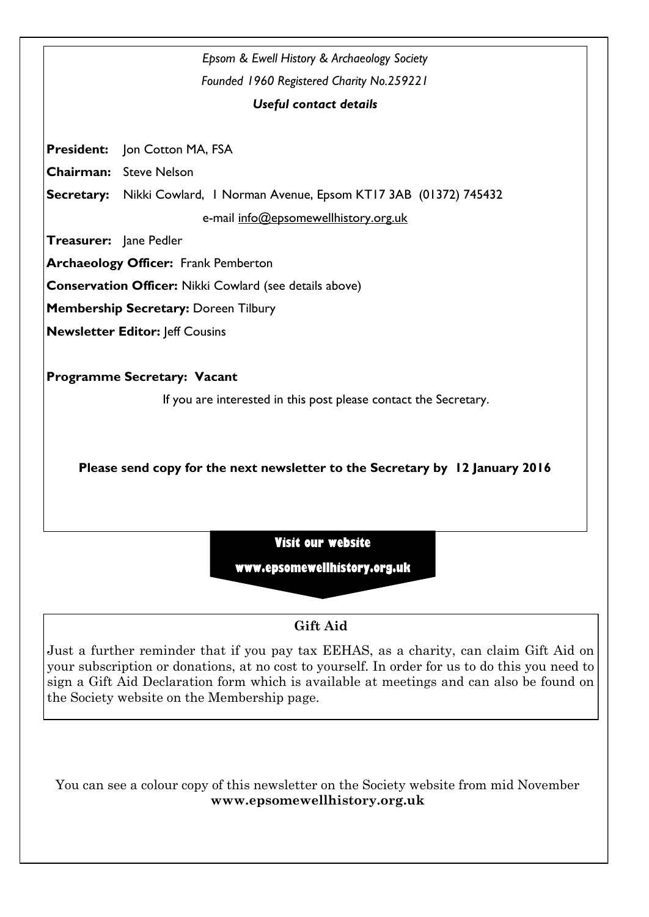*Epsom & Ewell History & Archaeology Society*

*Founded 1960 Registered Charity No.259221*

***Useful contact details***

**President:** Jon Cotton MA, FSA

**Chairman:** Steve Nelson

**Secretary:** Nikki Cowlard, 1 Norman Avenue, Epsom KT17 3AB (01372) 745432

e-mail info@epsomewellhistory.org.uk

**Treasurer:** Jane Pedler

**Archaeology Officer:** Frank Pemberton

**Conservation Officer:** Nikki Cowlard (see details above)

**Membership Secretary:** Doreen Tilbury

**Newsletter Editor:** Jeff Cousins

**Programme Secretary: Vacant**

If you are interested in this post please contact the Secretary.

**Please send copy for the next newsletter to the Secretary by 12 January 2016**

**Visit our website**

**www.epsomewellhistory.org.uk**

## Gift Aid

Just a further reminder that if you pay tax EEHAS, as a charity, can claim Gift Aid on your subscription or donations, at no cost to yourself. In order for us to do this you need to sign a Gift Aid Declaration form which is available at meetings and can also be found on the Society website on the Membership page.

You can see a colour copy of this newsletter on the Society website from mid November **www.epsomewellhistory.org.uk**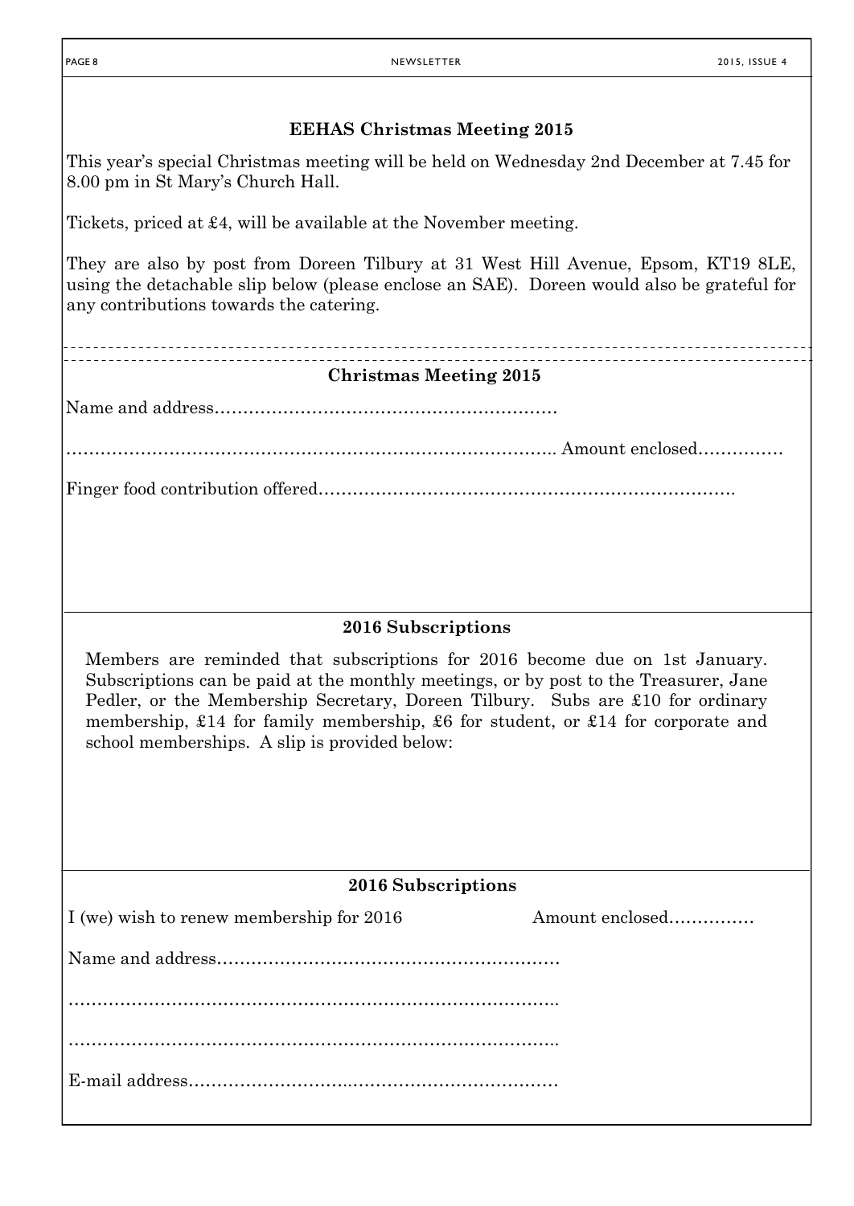### EEHAS Christmas Meeting 2015

This year's special Christmas meeting will be held on Wednesday 2nd December at 7.45 for 8.00 pm in St Mary's Church Hall.

Tickets, priced at £4, will be available at the November meeting.

They are also by post from Doreen Tilbury at 31 West Hill Avenue, Epsom, KT19 8LE, using the detachable slip below (please enclose an SAE). Doreen would also be grateful for any contributions towards the catering.

---

### Christmas Meeting 2015

Name and address……………………………………………………

……………………………………………………………………….. Amount enclosed……………

Finger food contribution offered……………………………………………………………….

---

### 2016 Subscriptions

Members are reminded that subscriptions for 2016 become due on 1st January. Subscriptions can be paid at the monthly meetings, or by post to the Treasurer, Jane Pedler, or the Membership Secretary, Doreen Tilbury. Subs are £10 for ordinary membership, £14 for family membership, £6 for student, or £14 for corporate and school memberships. A slip is provided below:

---

### 2016 Subscriptions

I (we) wish to renew membership for 2016 Amount enclosed……………

Name and address……………………………………………………

………………………………………………………………………..

………………………………………………………………………..

E-mail address………………………………………………………